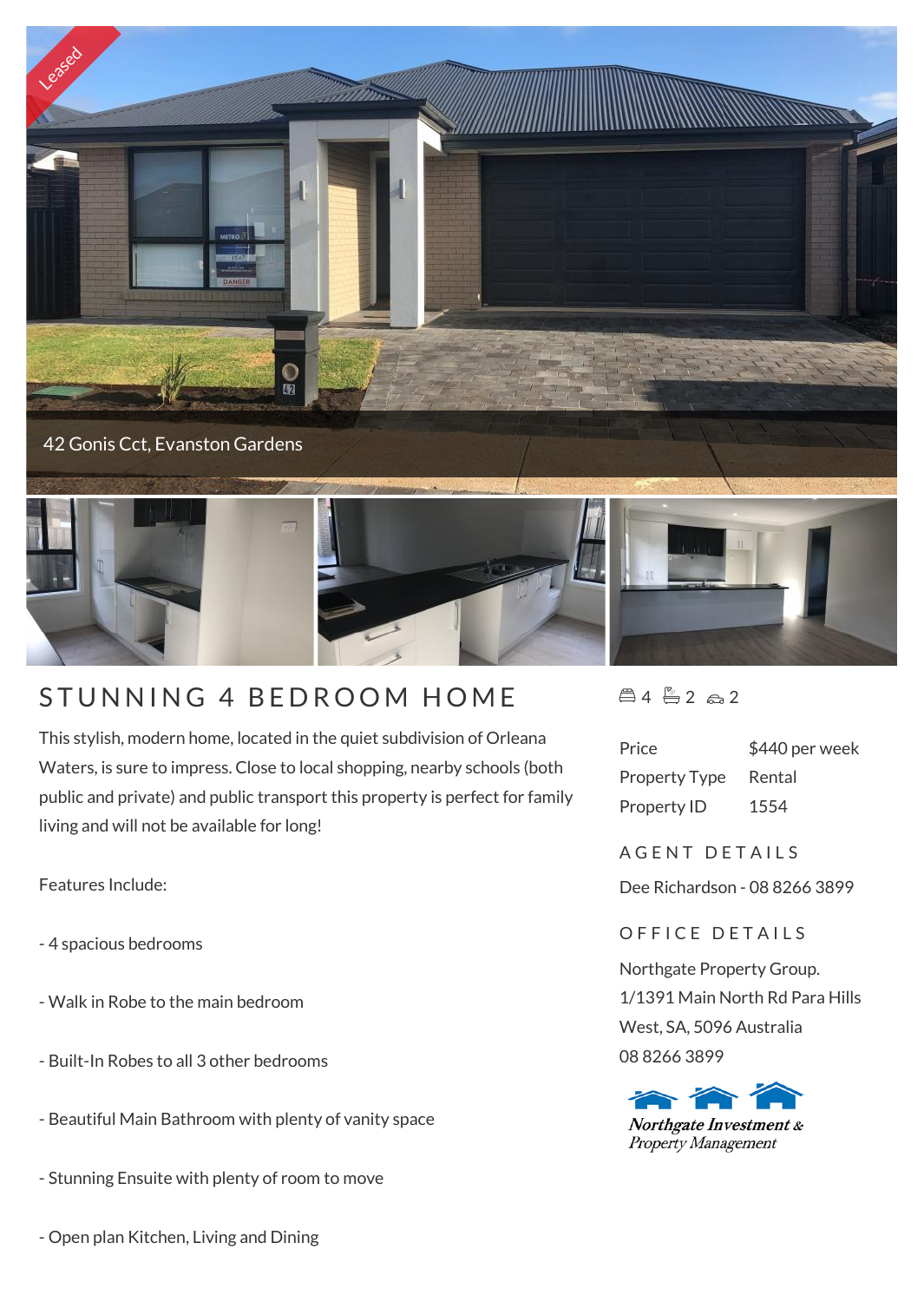Leased

42 Gonis Cct, Evanston Gardens

# STUNNING 4 BEDROOM HOME

4 2 2

This stylish, modern home, located in the quiet subdivision of Orleana Waters, is sure to impress. Close to local shopping, nearby schools (both public and private) and public transport this property is perfect for family living and will not be available for long!

Features Include:

- 4 spacious bedrooms

- Walk in Robe to the main bedroom

- Built-In Robes to all 3 other bedrooms

- Beautiful Main Bathroom with plenty of vanity space

- Stunning Ensuite with plenty of room to move

- Open plan Kitchen, Living and Dining

| | |
|---|---|
| Price | $440 per week |
| Property Type | Rental |
| Property ID | 1554 |

## AGENT DETAILS

Dee Richardson - 08 8266 3899

## OFFICE DETAILS

Northgate Property Group.
1/1391 Main North Rd Para Hills West, SA, 5096 Australia
08 8266 3899

Northgate Investment & Property Management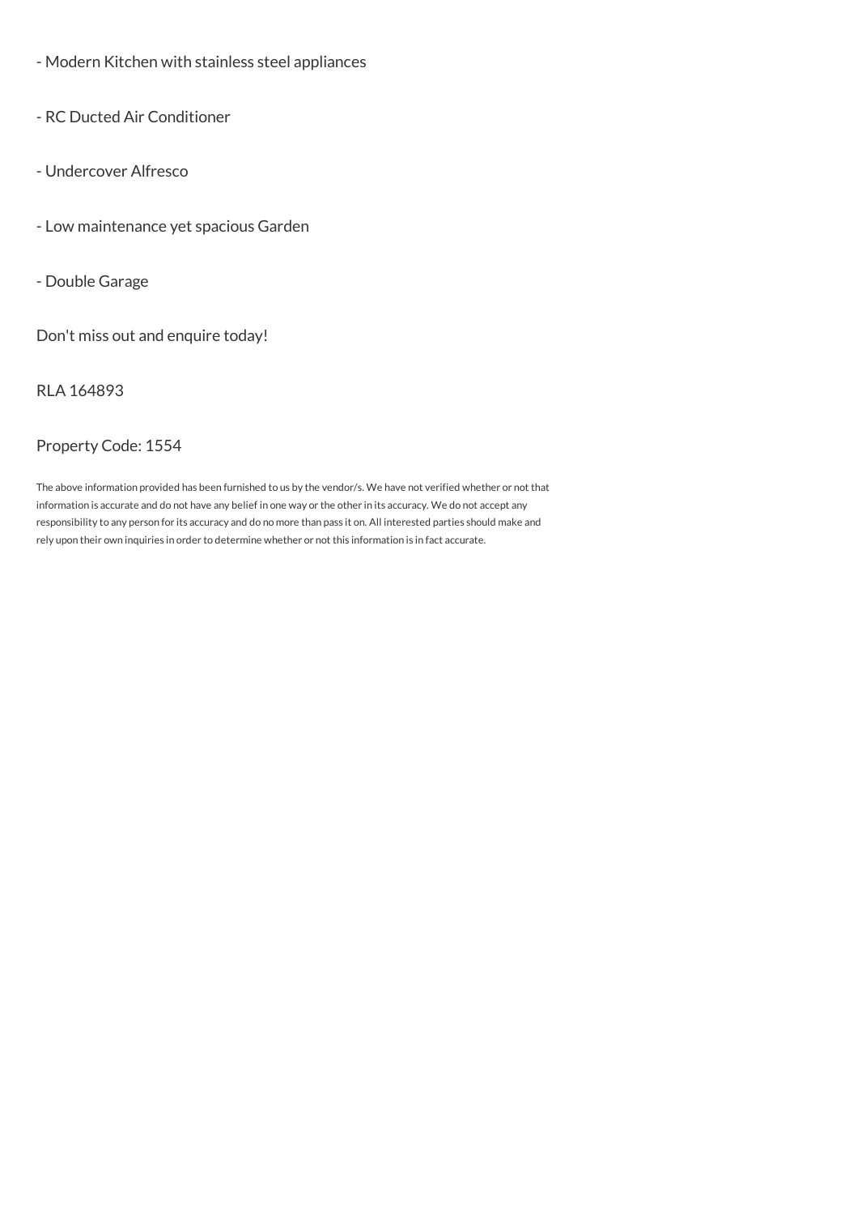- Modern Kitchen with stainless steel appliances

- RC Ducted Air Conditioner

- Undercover Alfresco

- Low maintenance yet spacious Garden

- Double Garage

Don't miss out and enquire today!

RLA 164893

Property Code: 1554

The above information provided has been furnished to us by the vendor/s. We have not verified whether or not that information is accurate and do not have any belief in one way or the other in its accuracy. We do not accept any responsibility to any person for its accuracy and do no more than pass it on. All interested parties should make and rely upon their own inquiries in order to determine whether or not this information is in fact accurate.